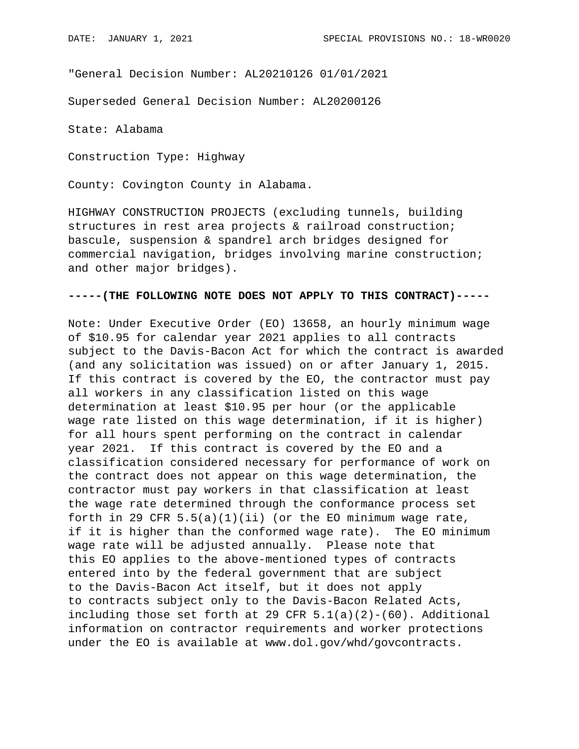"General Decision Number: AL20210126 01/01/2021

Superseded General Decision Number: AL20200126

State: Alabama

Construction Type: Highway

County: Covington County in Alabama.

HIGHWAY CONSTRUCTION PROJECTS (excluding tunnels, building structures in rest area projects & railroad construction; bascule, suspension & spandrel arch bridges designed for commercial navigation, bridges involving marine construction; and other major bridges).

**-----(THE FOLLOWING NOTE DOES NOT APPLY TO THIS CONTRACT)-----**

Note: Under Executive Order (EO) 13658, an hourly minimum wage of $10.95 for calendar year 2021 applies to all contracts subject to the Davis-Bacon Act for which the contract is awarded (and any solicitation was issued) on or after January 1, 2015. If this contract is covered by the EO, the contractor must pay all workers in any classification listed on this wage determination at least $10.95 per hour (or the applicable wage rate listed on this wage determination, if it is higher) for all hours spent performing on the contract in calendar year 2021. If this contract is covered by the EO and a classification considered necessary for performance of work on the contract does not appear on this wage determination, the contractor must pay workers in that classification at least the wage rate determined through the conformance process set forth in 29 CFR 5.5(a)(1)(ii) (or the EO minimum wage rate, if it is higher than the conformed wage rate). The EO minimum wage rate will be adjusted annually. Please note that this EO applies to the above-mentioned types of contracts entered into by the federal government that are subject to the Davis-Bacon Act itself, but it does not apply to contracts subject only to the Davis-Bacon Related Acts, including those set forth at 29 CFR 5.1(a)(2)-(60). Additional information on contractor requirements and worker protections under the EO is available at www.dol.gov/whd/govcontracts.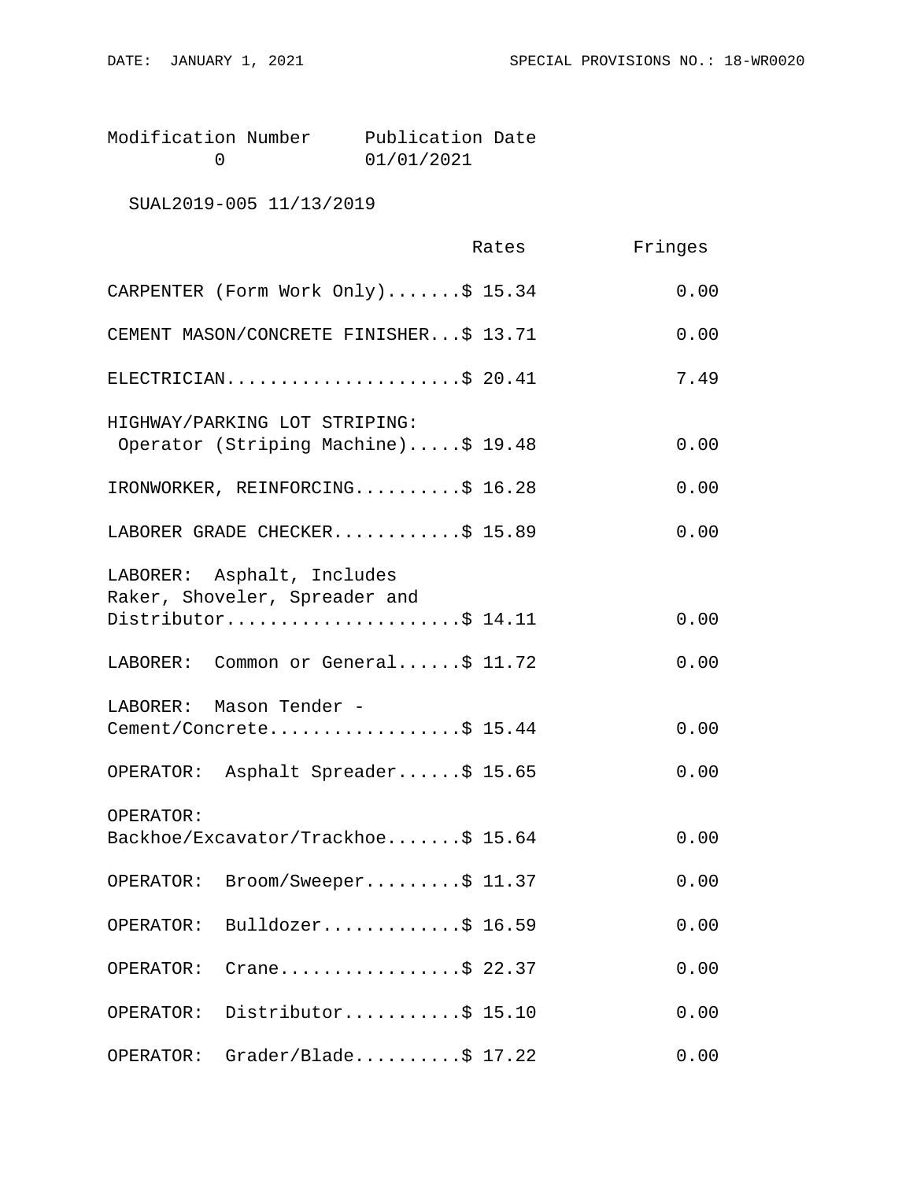| Modification Number | Publication Date |
|---|---|
| 0 | 01/01/2021 |

SUAL2019-005 11/13/2019

| | Rates | Fringes |
|---|---|---|
| CARPENTER (Form Work Only) | $ 15.34 | 0.00 |
| CEMENT MASON/CONCRETE FINISHER | $ 13.71 | 0.00 |
| ELECTRICIAN | $ 20.41 | 7.49 |
| HIGHWAY/PARKING LOT STRIPING: Operator (Striping Machine) | $ 19.48 | 0.00 |
| IRONWORKER, REINFORCING | $ 16.28 | 0.00 |
| LABORER GRADE CHECKER | $ 15.89 | 0.00 |
| LABORER: Asphalt, Includes Raker, Shoveler, Spreader and Distributor | $ 14.11 | 0.00 |
| LABORER: Common or General | $ 11.72 | 0.00 |
| LABORER: Mason Tender - Cement/Concrete | $ 15.44 | 0.00 |
| OPERATOR: Asphalt Spreader | $ 15.65 | 0.00 |
| OPERATOR: Backhoe/Excavator/Trackhoe | $ 15.64 | 0.00 |
| OPERATOR: Broom/Sweeper | $ 11.37 | 0.00 |
| OPERATOR: Bulldozer | $ 16.59 | 0.00 |
| OPERATOR: Crane | $ 22.37 | 0.00 |
| OPERATOR: Distributor | $ 15.10 | 0.00 |
| OPERATOR: Grader/Blade | $ 17.22 | 0.00 |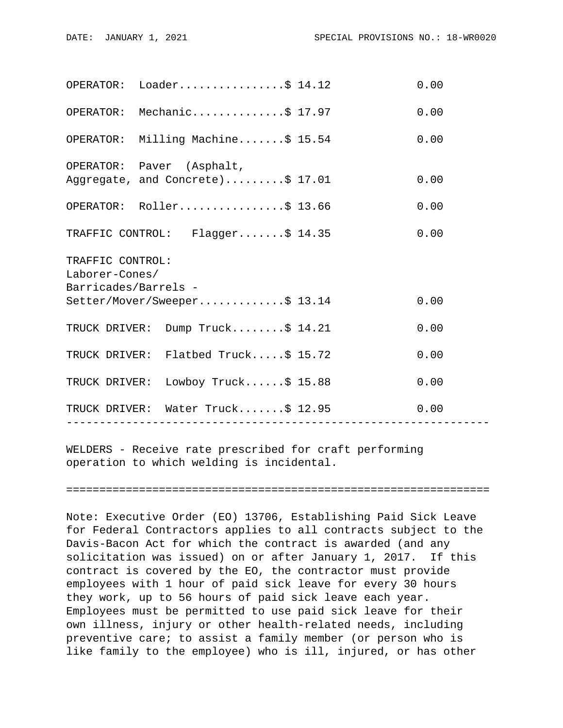| Classification | Rates | Fringes |
|---|---|---|
| OPERATOR: Loader | $ 14.12 | 0.00 |
| OPERATOR: Mechanic | $ 17.97 | 0.00 |
| OPERATOR: Milling Machine | $ 15.54 | 0.00 |
| OPERATOR: Paver (Asphalt, Aggregate, and Concrete) | $ 17.01 | 0.00 |
| OPERATOR: Roller | $ 13.66 | 0.00 |
| TRAFFIC CONTROL: Flagger | $ 14.35 | 0.00 |
| TRAFFIC CONTROL: Laborer-Cones/ Barricades/Barrels - Setter/Mover/Sweeper | $ 13.14 | 0.00 |
| TRUCK DRIVER: Dump Truck | $ 14.21 | 0.00 |
| TRUCK DRIVER: Flatbed Truck | $ 15.72 | 0.00 |
| TRUCK DRIVER: Lowboy Truck | $ 15.88 | 0.00 |
| TRUCK DRIVER: Water Truck | $ 12.95 | 0.00 |

---

WELDERS - Receive rate prescribed for craft performing operation to which welding is incidental.

---

Note: Executive Order (EO) 13706, Establishing Paid Sick Leave for Federal Contractors applies to all contracts subject to the Davis-Bacon Act for which the contract is awarded (and any solicitation was issued) on or after January 1, 2017. If this contract is covered by the EO, the contractor must provide employees with 1 hour of paid sick leave for every 30 hours they work, up to 56 hours of paid sick leave each year. Employees must be permitted to use paid sick leave for their own illness, injury or other health-related needs, including preventive care; to assist a family member (or person who is like family to the employee) who is ill, injured, or has other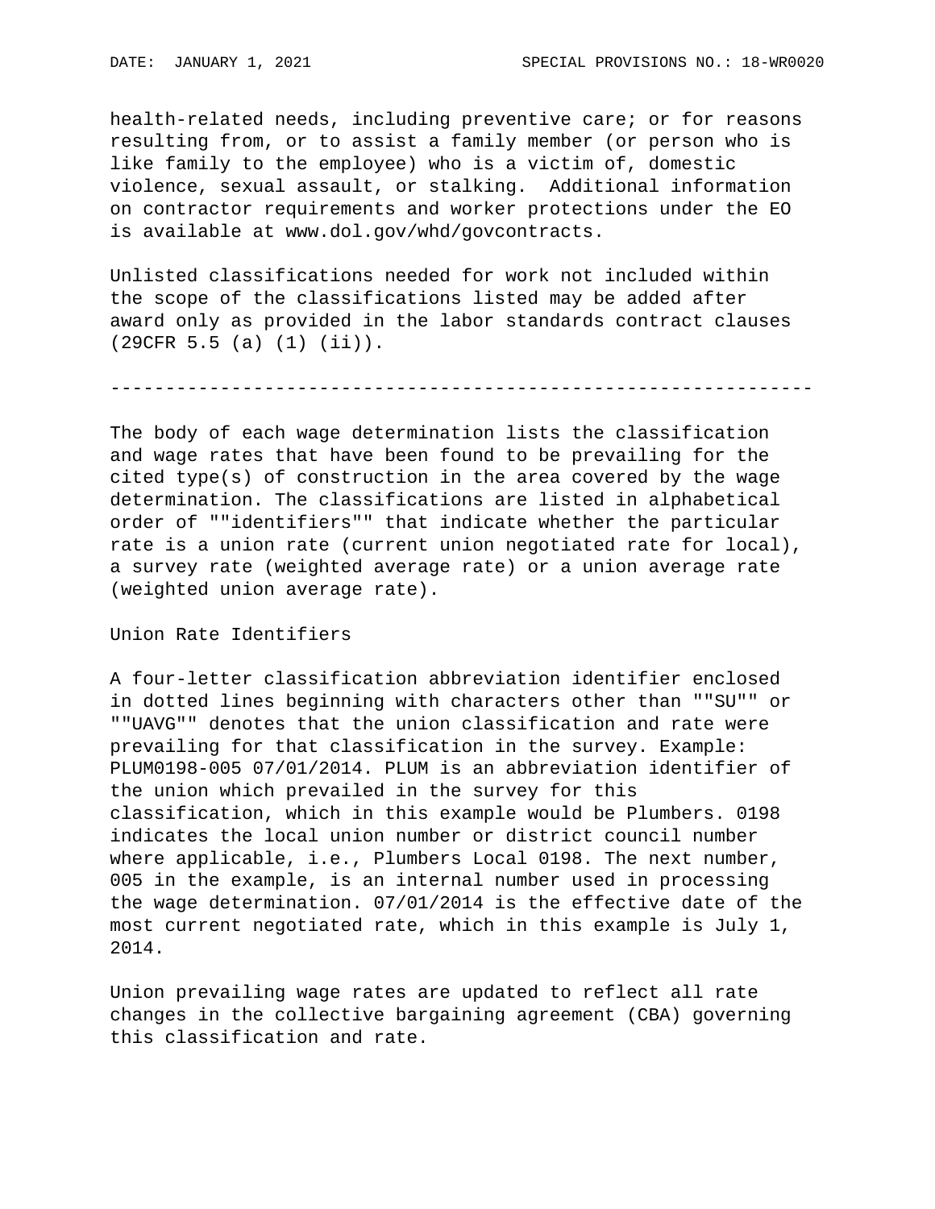health-related needs, including preventive care; or for reasons resulting from, or to assist a family member (or person who is like family to the employee) who is a victim of, domestic violence, sexual assault, or stalking. Additional information on contractor requirements and worker protections under the EO is available at www.dol.gov/whd/govcontracts.

Unlisted classifications needed for work not included within the scope of the classifications listed may be added after award only as provided in the labor standards contract clauses (29CFR 5.5 (a) (1) (ii)).

----------------------------------------------------------------

The body of each wage determination lists the classification and wage rates that have been found to be prevailing for the cited type(s) of construction in the area covered by the wage determination. The classifications are listed in alphabetical order of ""identifiers"" that indicate whether the particular rate is a union rate (current union negotiated rate for local), a survey rate (weighted average rate) or a union average rate (weighted union average rate).

Union Rate Identifiers

A four-letter classification abbreviation identifier enclosed in dotted lines beginning with characters other than ""SU"" or ""UAVG"" denotes that the union classification and rate were prevailing for that classification in the survey. Example: PLUM0198-005 07/01/2014. PLUM is an abbreviation identifier of the union which prevailed in the survey for this classification, which in this example would be Plumbers. 0198 indicates the local union number or district council number where applicable, i.e., Plumbers Local 0198. The next number, 005 in the example, is an internal number used in processing the wage determination. 07/01/2014 is the effective date of the most current negotiated rate, which in this example is July 1, 2014.

Union prevailing wage rates are updated to reflect all rate changes in the collective bargaining agreement (CBA) governing this classification and rate.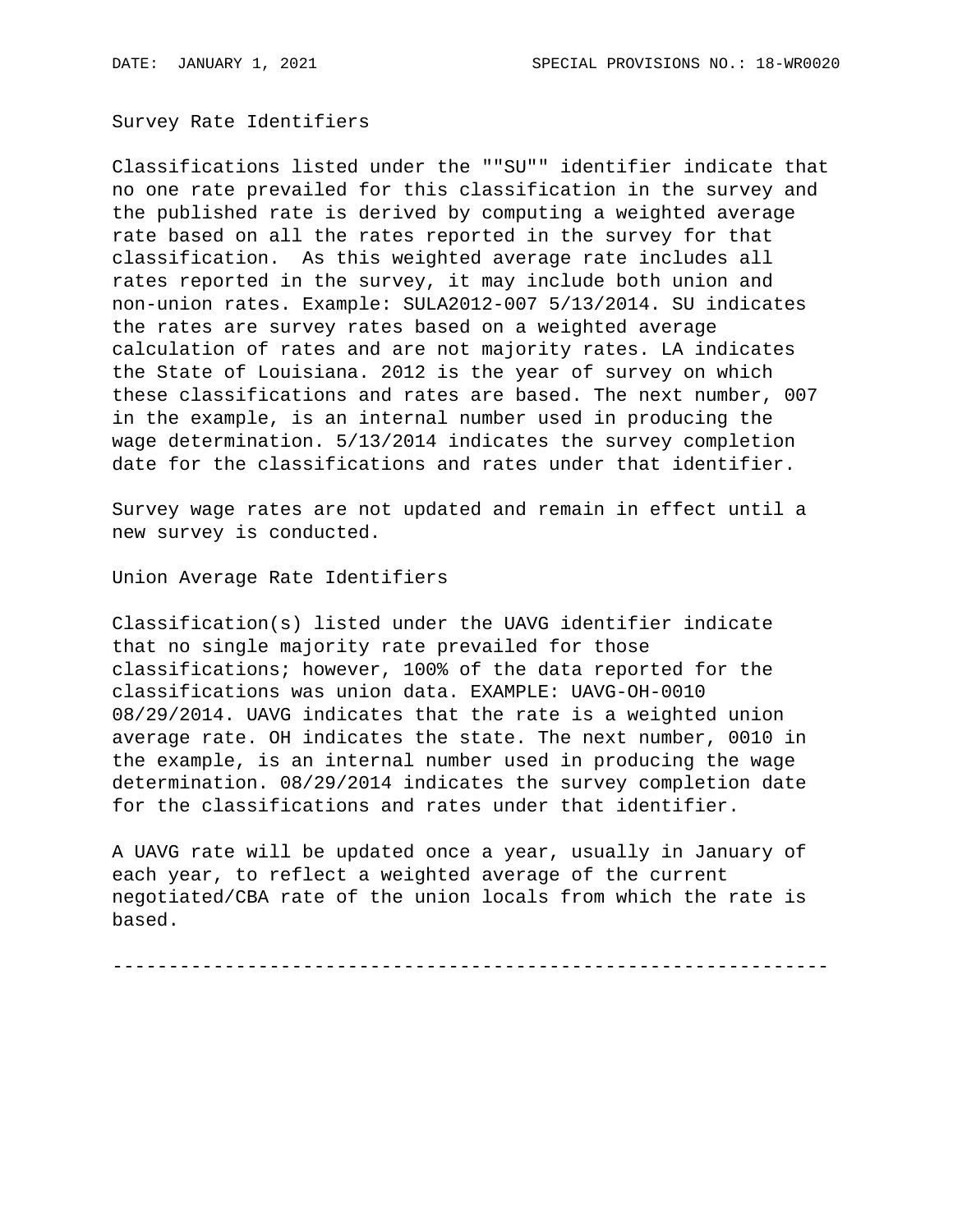Survey Rate Identifiers

Classifications listed under the ""SU"" identifier indicate that no one rate prevailed for this classification in the survey and the published rate is derived by computing a weighted average rate based on all the rates reported in the survey for that classification. As this weighted average rate includes all rates reported in the survey, it may include both union and non-union rates. Example: SULA2012-007 5/13/2014. SU indicates the rates are survey rates based on a weighted average calculation of rates and are not majority rates. LA indicates the State of Louisiana. 2012 is the year of survey on which these classifications and rates are based. The next number, 007 in the example, is an internal number used in producing the wage determination. 5/13/2014 indicates the survey completion date for the classifications and rates under that identifier.

Survey wage rates are not updated and remain in effect until a new survey is conducted.

Union Average Rate Identifiers

Classification(s) listed under the UAVG identifier indicate that no single majority rate prevailed for those classifications; however, 100% of the data reported for the classifications was union data. EXAMPLE: UAVG-OH-0010 08/29/2014. UAVG indicates that the rate is a weighted union average rate. OH indicates the state. The next number, 0010 in the example, is an internal number used in producing the wage determination. 08/29/2014 indicates the survey completion date for the classifications and rates under that identifier.

A UAVG rate will be updated once a year, usually in January of each year, to reflect a weighted average of the current negotiated/CBA rate of the union locals from which the rate is based.

----------------------------------------------------------------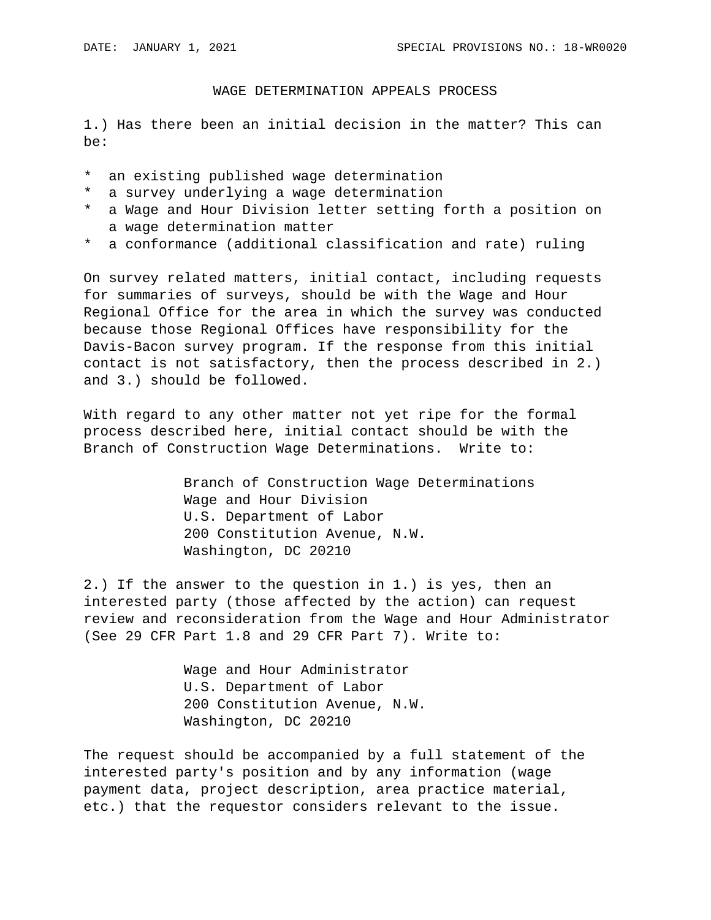DATE: JANUARY 1, 2021 SPECIAL PROVISIONS NO.: 18-WR0020

## WAGE DETERMINATION APPEALS PROCESS

1.) Has there been an initial decision in the matter? This can be:

* an existing published wage determination
* a survey underlying a wage determination
* a Wage and Hour Division letter setting forth a position on a wage determination matter
* a conformance (additional classification and rate) ruling

On survey related matters, initial contact, including requests for summaries of surveys, should be with the Wage and Hour Regional Office for the area in which the survey was conducted because those Regional Offices have responsibility for the Davis-Bacon survey program. If the response from this initial contact is not satisfactory, then the process described in 2.) and 3.) should be followed.

With regard to any other matter not yet ripe for the formal process described here, initial contact should be with the Branch of Construction Wage Determinations. Write to:

Branch of Construction Wage Determinations
Wage and Hour Division
U.S. Department of Labor
200 Constitution Avenue, N.W.
Washington, DC 20210

2.) If the answer to the question in 1.) is yes, then an interested party (those affected by the action) can request review and reconsideration from the Wage and Hour Administrator (See 29 CFR Part 1.8 and 29 CFR Part 7). Write to:

Wage and Hour Administrator
U.S. Department of Labor
200 Constitution Avenue, N.W.
Washington, DC 20210

The request should be accompanied by a full statement of the interested party's position and by any information (wage payment data, project description, area practice material, etc.) that the requestor considers relevant to the issue.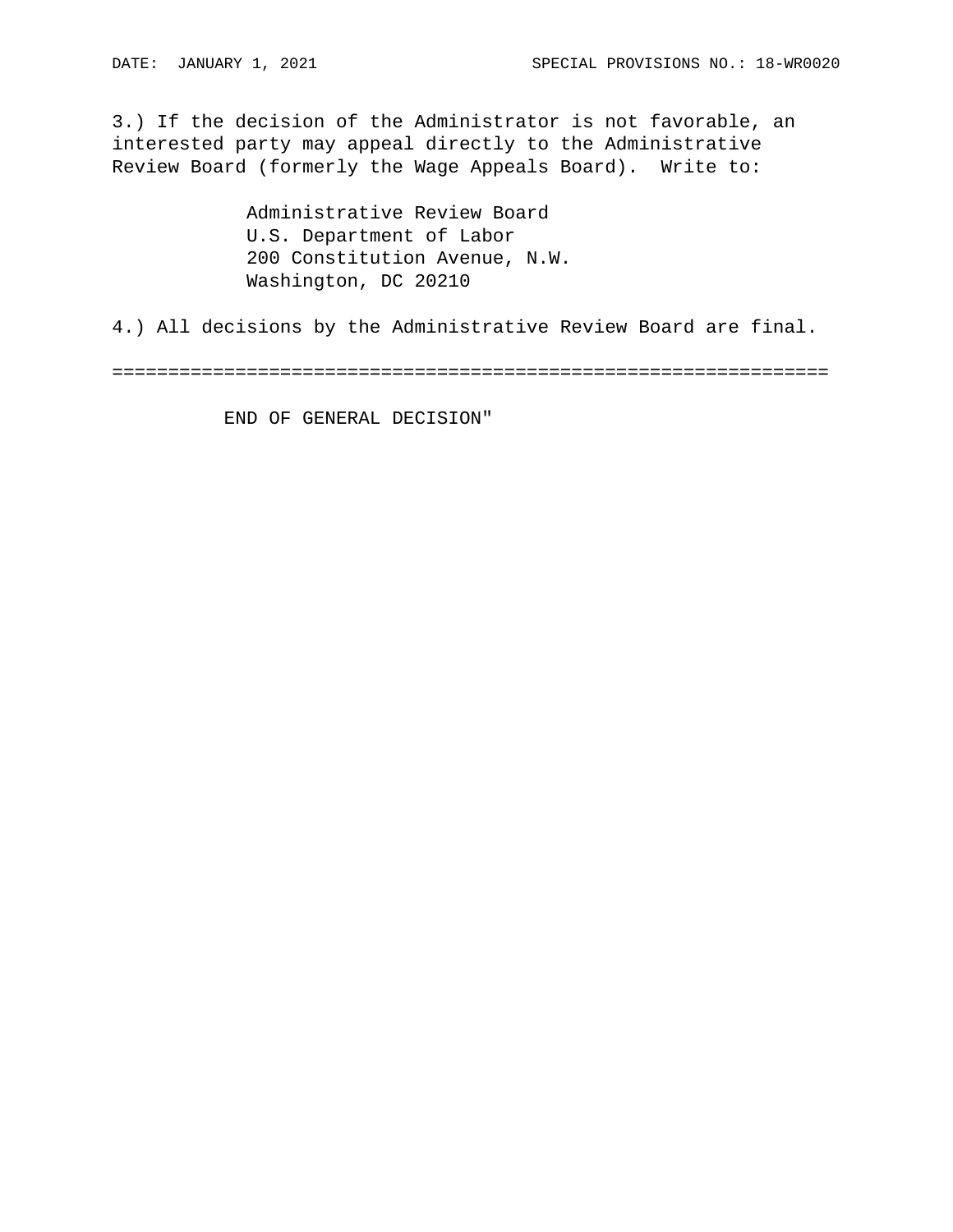3.) If the decision of the Administrator is not favorable, an interested party may appeal directly to the Administrative Review Board (formerly the Wage Appeals Board). Write to:

Administrative Review Board
U.S. Department of Labor
200 Constitution Avenue, N.W.
Washington, DC 20210

4.) All decisions by the Administrative Review Board are final.

================================================================

END OF GENERAL DECISION"